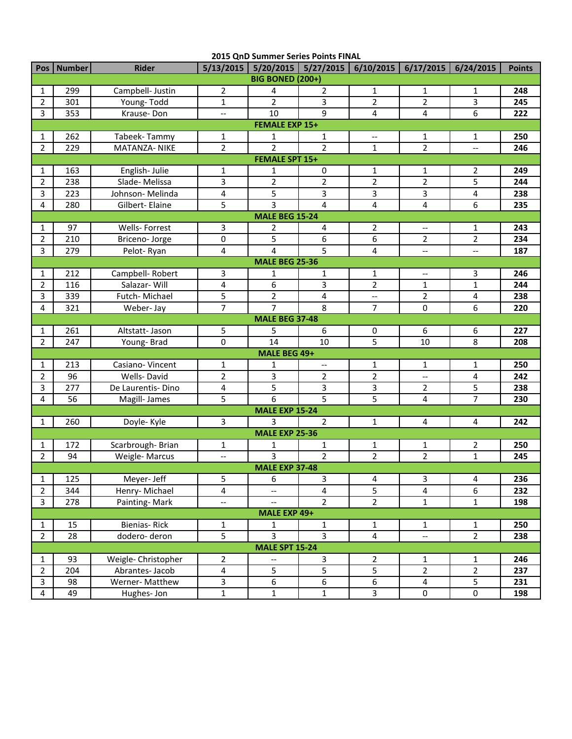**2015 QnD Summer Series Points FINAL**

| Pos | Number | Rider | 5/13/2015 | 5/20/2015 | 5/27/2015 | 6/10/2015 | 6/17/2015 | 6/24/2015 | Points |
|---|---|---|---|---|---|---|---|---|---|
| **BIG BONED (200+)** | | | | | | | | | |
| 1 | 299 | Campbell- Justin | 2 | 4 | 2 | 1 | 1 | 1 | **248** |
| 2 | 301 | Young- Todd | 1 | 2 | 3 | 2 | 2 | 3 | **245** |
| 3 | 353 | Krause- Don | -- | 10 | 9 | 4 | 4 | 6 | **222** |
| **FEMALE EXP 15+** | | | | | | | | | |
| 1 | 262 | Tabeek- Tammy | 1 | 1 | 1 | -- | 1 | 1 | **250** |
| 2 | 229 | MATANZA- NIKE | 2 | 2 | 2 | 1 | 2 | -- | **246** |
| **FEMALE SPT 15+** | | | | | | | | | |
| 1 | 163 | English- Julie | 1 | 1 | 0 | 1 | 1 | 2 | **249** |
| 2 | 238 | Slade- Melissa | 3 | 2 | 2 | 2 | 2 | 5 | **244** |
| 3 | 223 | Johnson- Melinda | 4 | 5 | 3 | 3 | 3 | 4 | **238** |
| 4 | 280 | Gilbert- Elaine | 5 | 3 | 4 | 4 | 4 | 6 | **235** |
| **MALE BEG 15-24** | | | | | | | | | |
| 1 | 97 | Wells- Forrest | 3 | 2 | 4 | 2 | -- | 1 | **243** |
| 2 | 210 | Briceno- Jorge | 0 | 5 | 6 | 6 | 2 | 2 | **234** |
| 3 | 279 | Pelot- Ryan | 4 | 4 | 5 | 4 | -- | -- | **187** |
| **MALE BEG 25-36** | | | | | | | | | |
| 1 | 212 | Campbell- Robert | 3 | 1 | 1 | 1 | -- | 3 | **246** |
| 2 | 116 | Salazar- Will | 4 | 6 | 3 | 2 | 1 | 1 | **244** |
| 3 | 339 | Futch- Michael | 5 | 2 | 4 | -- | 2 | 4 | **238** |
| 4 | 321 | Weber- Jay | 7 | 7 | 8 | 7 | 0 | 6 | **220** |
| **MALE BEG 37-48** | | | | | | | | | |
| 1 | 261 | Altstatt- Jason | 5 | 5 | 6 | 0 | 6 | 6 | **227** |
| 2 | 247 | Young- Brad | 0 | 14 | 10 | 5 | 10 | 8 | **208** |
| **MALE BEG 49+** | | | | | | | | | |
| 1 | 213 | Casiano- Vincent | 1 | 1 | -- | 1 | 1 | 1 | **250** |
| 2 | 96 | Wells- David | 2 | 3 | 2 | 2 | -- | 4 | **242** |
| 3 | 277 | De Laurentis- Dino | 4 | 5 | 3 | 3 | 2 | 5 | **238** |
| 4 | 56 | Magill- James | 5 | 6 | 5 | 5 | 4 | 7 | **230** |
| **MALE EXP 15-24** | | | | | | | | | |
| 1 | 260 | Doyle- Kyle | 3 | 3 | 2 | 1 | 4 | 4 | **242** |
| **MALE EXP 25-36** | | | | | | | | | |
| 1 | 172 | Scarbrough- Brian | 1 | 1 | 1 | 1 | 1 | 2 | **250** |
| 2 | 94 | Weigle- Marcus | -- | 3 | 2 | 2 | 2 | 1 | **245** |
| **MALE EXP 37-48** | | | | | | | | | |
| 1 | 125 | Meyer- Jeff | 5 | 6 | 3 | 4 | 3 | 4 | **236** |
| 2 | 344 | Henry- Michael | 4 | -- | 4 | 5 | 4 | 6 | **232** |
| 3 | 278 | Painting- Mark | -- | -- | 2 | 2 | 1 | 1 | **198** |
| **MALE EXP 49+** | | | | | | | | | |
| 1 | 15 | Bienias- Rick | 1 | 1 | 1 | 1 | 1 | 1 | **250** |
| 2 | 28 | dodero- deron | 5 | 3 | 3 | 4 | -- | 2 | **238** |
| **MALE SPT 15-24** | | | | | | | | | |
| 1 | 93 | Weigle- Christopher | 2 | -- | 3 | 2 | 1 | 1 | **246** |
| 2 | 204 | Abrantes- Jacob | 4 | 5 | 5 | 5 | 2 | 2 | **237** |
| 3 | 98 | Werner- Matthew | 3 | 6 | 6 | 6 | 4 | 5 | **231** |
| 4 | 49 | Hughes- Jon | 1 | 1 | 1 | 3 | 0 | 0 | **198** |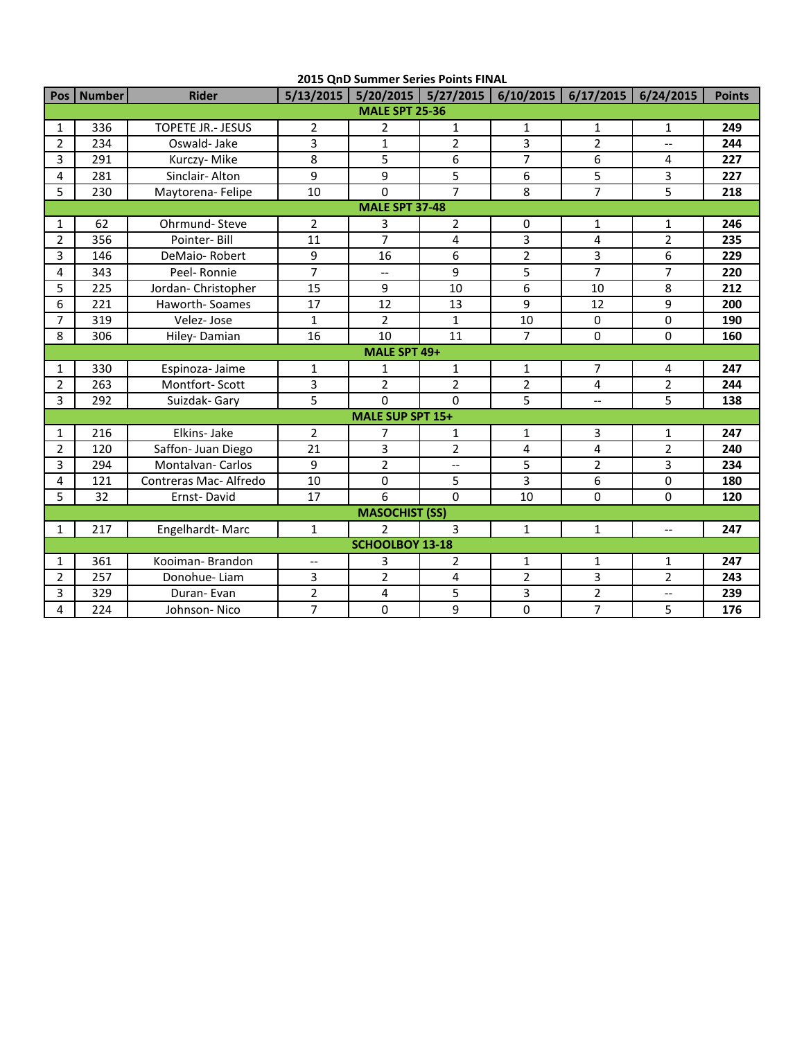**2015 QnD Summer Series Points FINAL**

| Pos | Number | Rider | 5/13/2015 | 5/20/2015 | 5/27/2015 | 6/10/2015 | 6/17/2015 | 6/24/2015 | Points |
|---|---|---|---|---|---|---|---|---|---|
| **MALE SPT 25-36** | | | | | | | | | |
| 1 | 336 | TOPETE JR.- JESUS | 2 | 2 | 1 | 1 | 1 | 1 | **249** |
| 2 | 234 | Oswald- Jake | 3 | 1 | 2 | 3 | 2 | -- | **244** |
| 3 | 291 | Kurczy- Mike | 8 | 5 | 6 | 7 | 6 | 4 | **227** |
| 4 | 281 | Sinclair- Alton | 9 | 9 | 5 | 6 | 5 | 3 | **227** |
| 5 | 230 | Maytorena- Felipe | 10 | 0 | 7 | 8 | 7 | 5 | **218** |
| **MALE SPT 37-48** | | | | | | | | | |
| 1 | 62 | Ohrmund- Steve | 2 | 3 | 2 | 0 | 1 | 1 | **246** |
| 2 | 356 | Pointer- Bill | 11 | 7 | 4 | 3 | 4 | 2 | **235** |
| 3 | 146 | DeMaio- Robert | 9 | 16 | 6 | 2 | 3 | 6 | **229** |
| 4 | 343 | Peel- Ronnie | 7 | -- | 9 | 5 | 7 | 7 | **220** |
| 5 | 225 | Jordan- Christopher | 15 | 9 | 10 | 6 | 10 | 8 | **212** |
| 6 | 221 | Haworth- Soames | 17 | 12 | 13 | 9 | 12 | 9 | **200** |
| 7 | 319 | Velez- Jose | 1 | 2 | 1 | 10 | 0 | 0 | **190** |
| 8 | 306 | Hiley- Damian | 16 | 10 | 11 | 7 | 0 | 0 | **160** |
| **MALE SPT 49+** | | | | | | | | | |
| 1 | 330 | Espinoza- Jaime | 1 | 1 | 1 | 1 | 7 | 4 | **247** |
| 2 | 263 | Montfort- Scott | 3 | 2 | 2 | 2 | 4 | 2 | **244** |
| 3 | 292 | Suizdak- Gary | 5 | 0 | 0 | 5 | -- | 5 | **138** |
| **MALE SUP SPT 15+** | | | | | | | | | |
| 1 | 216 | Elkins- Jake | 2 | 7 | 1 | 1 | 3 | 1 | **247** |
| 2 | 120 | Saffon- Juan Diego | 21 | 3 | 2 | 4 | 4 | 2 | **240** |
| 3 | 294 | Montalvan- Carlos | 9 | 2 | -- | 5 | 2 | 3 | **234** |
| 4 | 121 | Contreras Mac- Alfredo | 10 | 0 | 5 | 3 | 6 | 0 | **180** |
| 5 | 32 | Ernst- David | 17 | 6 | 0 | 10 | 0 | 0 | **120** |
| **MASOCHIST (SS)** | | | | | | | | | |
| 1 | 217 | Engelhardt- Marc | 1 | 2 | 3 | 1 | 1 | -- | **247** |
| **SCHOOLBOY 13-18** | | | | | | | | | |
| 1 | 361 | Kooiman- Brandon | -- | 3 | 2 | 1 | 1 | 1 | **247** |
| 2 | 257 | Donohue- Liam | 3 | 2 | 4 | 2 | 3 | 2 | **243** |
| 3 | 329 | Duran- Evan | 2 | 4 | 5 | 3 | 2 | -- | **239** |
| 4 | 224 | Johnson- Nico | 7 | 0 | 9 | 0 | 7 | 5 | **176** |